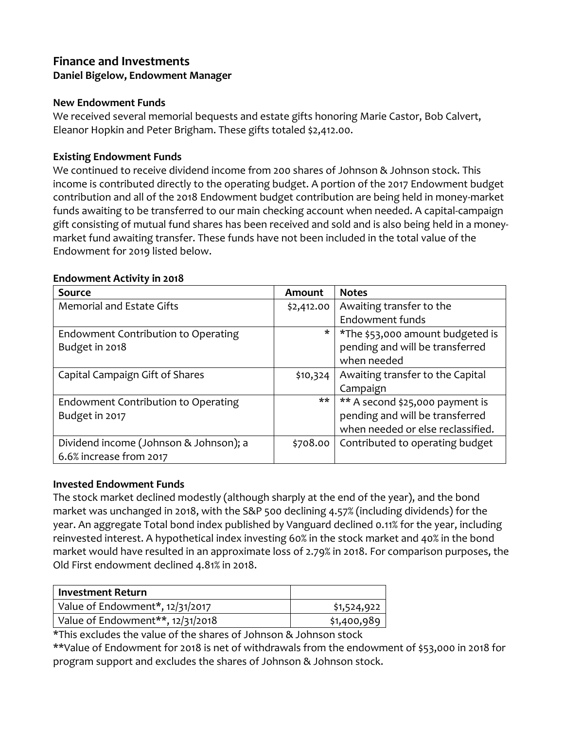## Finance and Investments

**Daniel Bigelow, Endowment Manager**

### New Endowment Funds

We received several memorial bequests and estate gifts honoring Marie Castor, Bob Calvert, Eleanor Hopkin and Peter Brigham. These gifts totaled $2,412.00.

### Existing Endowment Funds

We continued to receive dividend income from 200 shares of Johnson & Johnson stock. This income is contributed directly to the operating budget. A portion of the 2017 Endowment budget contribution and all of the 2018 Endowment budget contribution are being held in money-market funds awaiting to be transferred to our main checking account when needed. A capital-campaign gift consisting of mutual fund shares has been received and sold and is also being held in a money-market fund awaiting transfer. These funds have not been included in the total value of the Endowment for 2019 listed below.

### Endowment Activity in 2018

| Source | Amount | Notes |
|---|---|---|
| Memorial and Estate Gifts | $2,412.00 | Awaiting transfer to the Endowment funds |
| Endowment Contribution to Operating Budget in 2018 | * | *The $53,000 amount budgeted is pending and will be transferred when needed |
| Capital Campaign Gift of Shares | $10,324 | Awaiting transfer to the Capital Campaign |
| Endowment Contribution to Operating Budget in 2017 | ** | ** A second $25,000 payment is pending and will be transferred when needed or else reclassified. |
| Dividend income (Johnson & Johnson); a 6.6% increase from 2017 | $708.00 | Contributed to operating budget |

### Invested Endowment Funds

The stock market declined modestly (although sharply at the end of the year), and the bond market was unchanged in 2018, with the S&P 500 declining 4.57% (including dividends) for the year. An aggregate Total bond index published by Vanguard declined 0.11% for the year, including reinvested interest. A hypothetical index investing 60% in the stock market and 40% in the bond market would have resulted in an approximate loss of 2.79% in 2018. For comparison purposes, the Old First endowment declined 4.81% in 2018.

| Investment Return | |
|---|---|
| Value of Endowment*, 12/31/2017 | $1,524,922 |
| Value of Endowment**, 12/31/2018 | $1,400,989 |

*This excludes the value of the shares of Johnson & Johnson stock

**Value of Endowment for 2018 is net of withdrawals from the endowment of $53,000 in 2018 for program support and excludes the shares of Johnson & Johnson stock.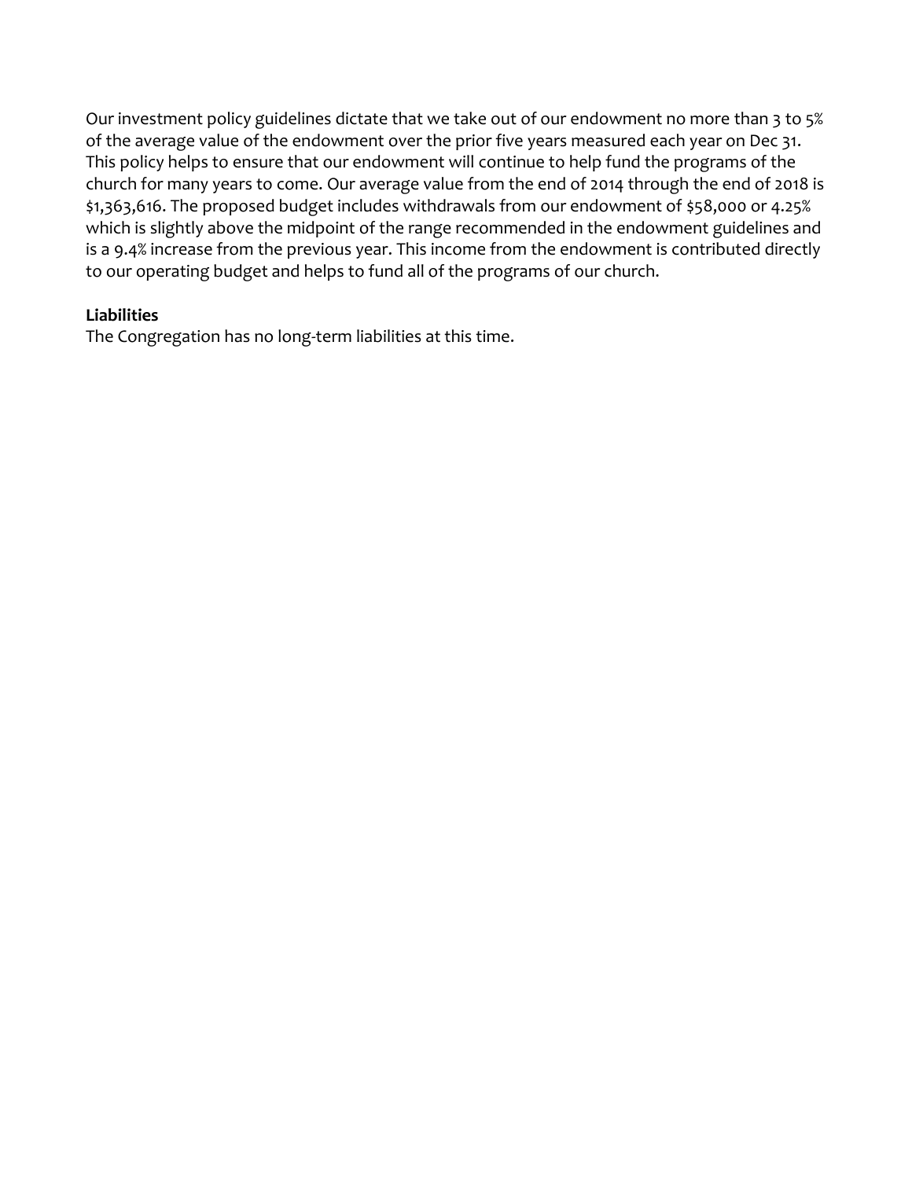Our investment policy guidelines dictate that we take out of our endowment no more than 3 to 5% of the average value of the endowment over the prior five years measured each year on Dec 31. This policy helps to ensure that our endowment will continue to help fund the programs of the church for many years to come. Our average value from the end of 2014 through the end of 2018 is $1,363,616. The proposed budget includes withdrawals from our endowment of $58,000 or 4.25% which is slightly above the midpoint of the range recommended in the endowment guidelines and is a 9.4% increase from the previous year. This income from the endowment is contributed directly to our operating budget and helps to fund all of the programs of our church.

**Liabilities**

The Congregation has no long-term liabilities at this time.